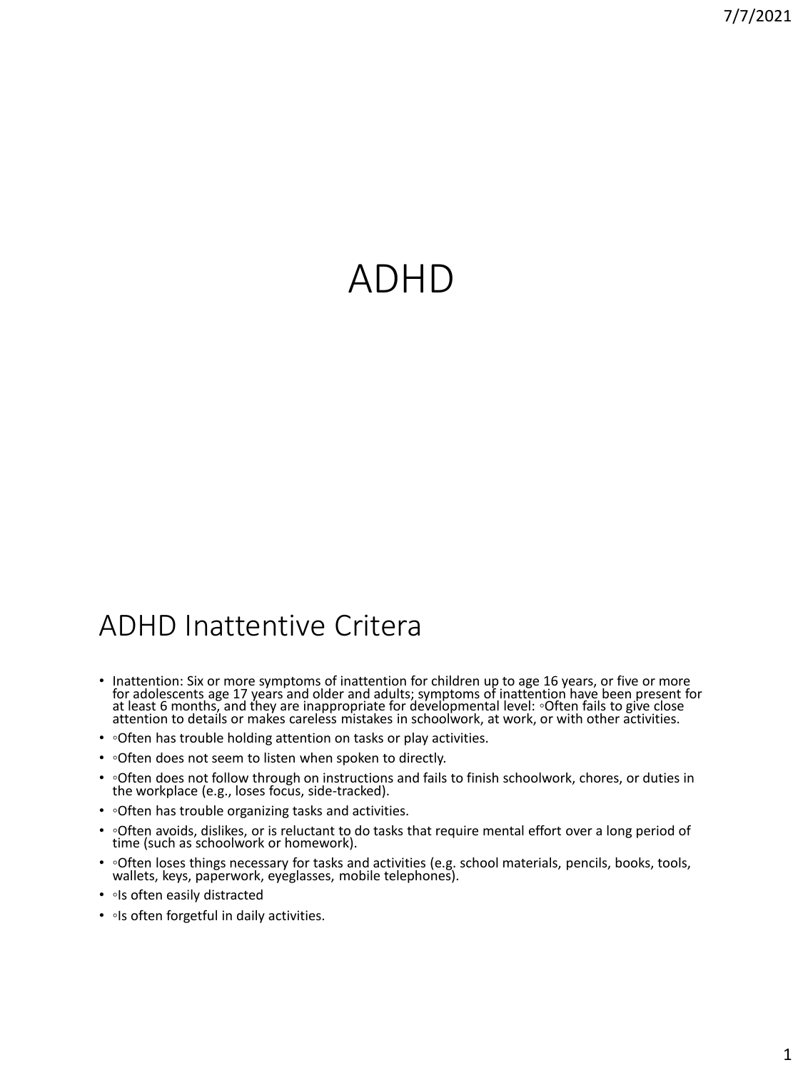# ADHD

## ADHD Inattentive Critera

- Inattention: Six or more symptoms of inattention for children up to age 16 years, or five or more for adolescents age 17 years and older and adults; symptoms of inattention have been present for at least 6 months, and they are inappropriate for developmental level: ◦Often fails to give close attention to details or makes careless mistakes in schoolwork, at work, or with other activities.
- ◦Often has trouble holding attention on tasks or play activities.
- ◦Often does not seem to listen when spoken to directly.
- ◦Often does not follow through on instructions and fails to finish schoolwork, chores, or duties in the workplace (e.g., loses focus, side-tracked).
- ◦Often has trouble organizing tasks and activities.
- ◦Often avoids, dislikes, or is reluctant to do tasks that require mental effort over a long period of time (such as schoolwork or homework).
- ◦Often loses things necessary for tasks and activities (e.g. school materials, pencils, books, tools, wallets, keys, paperwork, eyeglasses, mobile telephones).
- ◦Is often easily distracted
- ◦Is often forgetful in daily activities.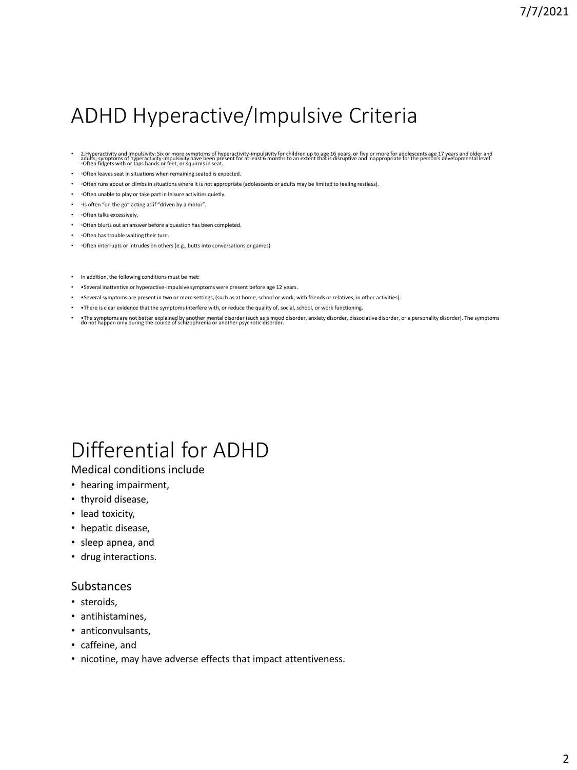# ADHD Hyperactive/Impulsive Criteria

- 2.Hyperactivity and Impulsivity: Six or more symptoms of hyperactivity-impulsivity for children up to age 16 years, or five or more for adolescents age 17 years and older and adults; symptoms of hyperactivity-impulsivity have been present for at least 6 months to an extent that is disruptive and inappropriate for the person's developmental level: ◦Often fidgets with or taps hands or feet, or squirms in seat.
- ◦Often leaves seat in situations when remaining seated is expected.
- ◦Often runs about or climbs in situations where it is not appropriate (adolescents or adults may be limited to feeling restless).
- ◦Often unable to play or take part in leisure activities quietly.
- ◦Is often "on the go" acting as if "driven by a motor".
- ◦Often talks excessively.
- ◦Often blurts out an answer before a question has been completed.
- ◦Often has trouble waiting their turn.
- ◦Often interrupts or intrudes on others (e.g., butts into conversations or games)

- In addition, the following conditions must be met:
- •Several inattentive or hyperactive-impulsive symptoms were present before age 12 years.
- •Several symptoms are present in two or more settings, (such as at home, school or work; with friends or relatives; in other activities).
- •There is clear evidence that the symptoms interfere with, or reduce the quality of, social, school, or work functioning.
- •The symptoms are not better explained by another mental disorder (such as a mood disorder, anxiety disorder, dissociative disorder, or a personality disorder). The symptoms do not happen only during the course of schizophrenia or another psychotic disorder.

# Differential for ADHD

Medical conditions include

- hearing impairment,
- thyroid disease,
- lead toxicity,
- hepatic disease,
- sleep apnea, and
- drug interactions.

## Substances

- steroids,
- antihistamines,
- anticonvulsants,
- caffeine, and
- nicotine, may have adverse effects that impact attentiveness.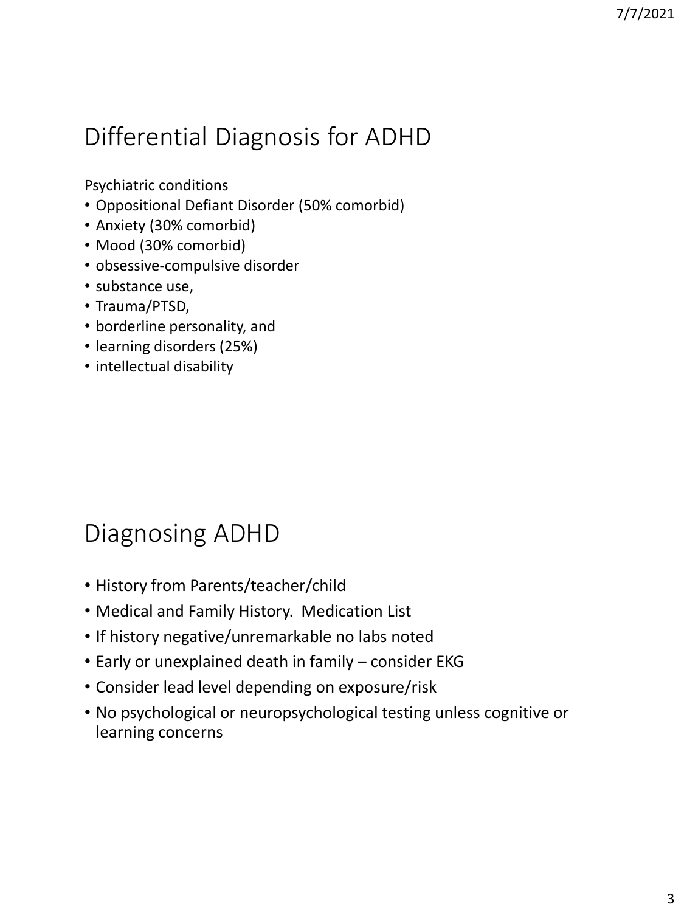## Differential Diagnosis for ADHD

Psychiatric conditions

- Oppositional Defiant Disorder (50% comorbid)
- Anxiety (30% comorbid)
- Mood (30% comorbid)
- obsessive-compulsive disorder
- substance use,
- Trauma/PTSD,
- borderline personality, and
- learning disorders (25%)
- intellectual disability

## Diagnosing ADHD

- History from Parents/teacher/child
- Medical and Family History. Medication List
- If history negative/unremarkable no labs noted
- Early or unexplained death in family – consider EKG
- Consider lead level depending on exposure/risk
- No psychological or neuropsychological testing unless cognitive or learning concerns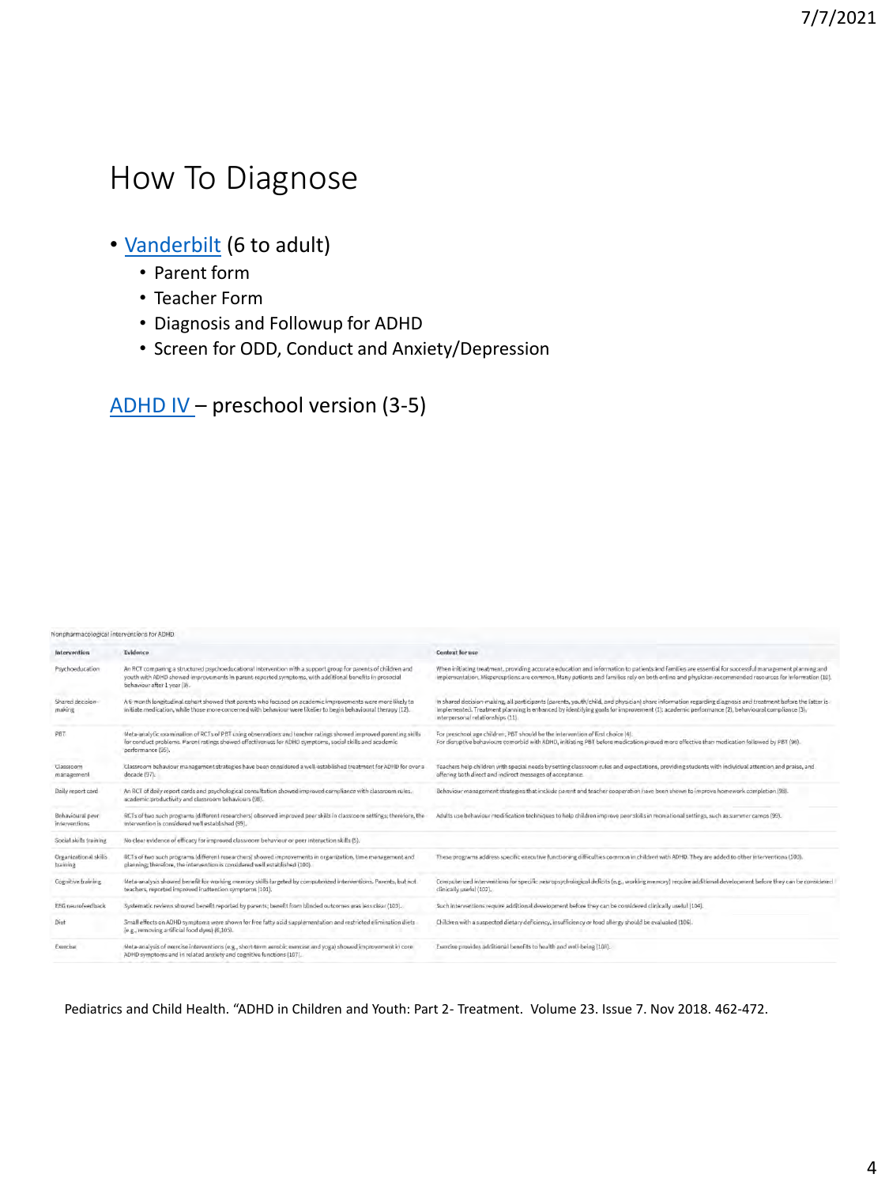# How To Diagnose

- Vanderbilt (6 to adult)
  - Parent form
  - Teacher Form
  - Diagnosis and Followup for ADHD
  - Screen for ODD, Conduct and Anxiety/Depression

ADHD IV – preschool version (3-5)

Nonpharmacological interventions for ADHD

| Intervention | Evidence | Context for use |
|---|---|---|
| Psychoeducation | An RCT comparing a structured psychoeducational intervention with a support group for parents of children and youth with ADHD showed improvements in parent-reported symptoms, with additional benefits in prosocial behaviour after 1 year (9). | When initiating treatment, providing accurate education and information to patients and families are essential for successful management planning and implementation. Misperceptions are common. Many patients and families rely on both online and physician-recommended resources for information (10). |
| Shared decision-making | A 6-month longitudinal cohort showed that parents who focused on academic improvements were more likely to initiate medication, while those more concerned with behaviour were likelier to begin behavioural therapy (12). | In shared decision-making, all participants (parents, youth/child, and physician) share information regarding diagnosis and treatment before the latter is implemented. Treatment planning is enhanced by identifying goals for improvement (1): academic performance (2), behavioural compliance (3), interpersonal relationships (11). |
| PBT | Meta-analytic examination of RCTs of PBT using observations and teacher ratings showed improved parenting skills for conduct problems. Parent ratings showed effectiveness for ADHD symptoms, social skills and academic performance (95). | For preschool age children, PBT should be the intervention of first choice (4). For disruptive behaviours comorbid with ADHD, initiating PBT before medication proved more effective than medication followed by PBT (96). |
| Classroom management | Classroom behaviour management strategies have been considered a well-established treatment for ADHD for over a decade (97). | Teachers help children with special needs by setting classroom rules and expectations, providing students with individual attention and praise, and offering both direct and indirect messages of acceptance. |
| Daily report card | An RCT of daily report cards and psychological consultation showed improved compliance with classroom rules, academic productivity and classroom behaviours (98). | Behaviour management strategies that include parent and teacher cooperation have been shown to improve homework completion (98). |
| Behavioural peer interventions | RCTs of two such programs (different researchers) observed improved peer skills in classroom settings; therefore, the intervention is considered well established (99). | Adults use behaviour modification techniques to help children improve peer skills in recreational settings, such as summer camps (99). |
| Social skills training | No clear evidence of efficacy for improved classroom behaviour or peer interaction skills (5). | |
| Organizational skills training | RCTs of two such programs (different researchers) showed improvements in organization, time management and planning; therefore, the intervention is considered well established (100). | These programs address specific executive functioning difficulties common in children with ADHD. They are added to other interventions (100). |
| Cognitive training | Meta-analysis showed benefit for working memory skills targeted by computerized interventions. Parents, but not teachers, reported improved inattention symptoms (101). | Computerized interventions for specific neuropsychological deficits (e.g., working memory) require additional development before they can be considered clinically useful (102). |
| EEG neurofeedback | Systematic reviews showed benefit reported by parents; benefit from blinded outcomes was less clear (103). | Such interventions require additional development before they can be considered clinically useful (104). |
| Diet | Small effects on ADHD symptoms were shown for free fatty acid supplementation and restricted elimination diets (e.g., removing artificial food dyes) (6,105). | Children with a suspected dietary deficiency, insufficiency or food allergy should be evaluated (106). |
| Exercise | Meta-analysis of exercise interventions (e.g., short-term aerobic exercise and yoga) showed improvement in core ADHD symptoms and in related anxiety and cognitive functions (107). | Exercise provides additional benefits to health and well-being (108). |

Pediatrics and Child Health. "ADHD in Children and Youth: Part 2- Treatment. Volume 23. Issue 7. Nov 2018. 462-472.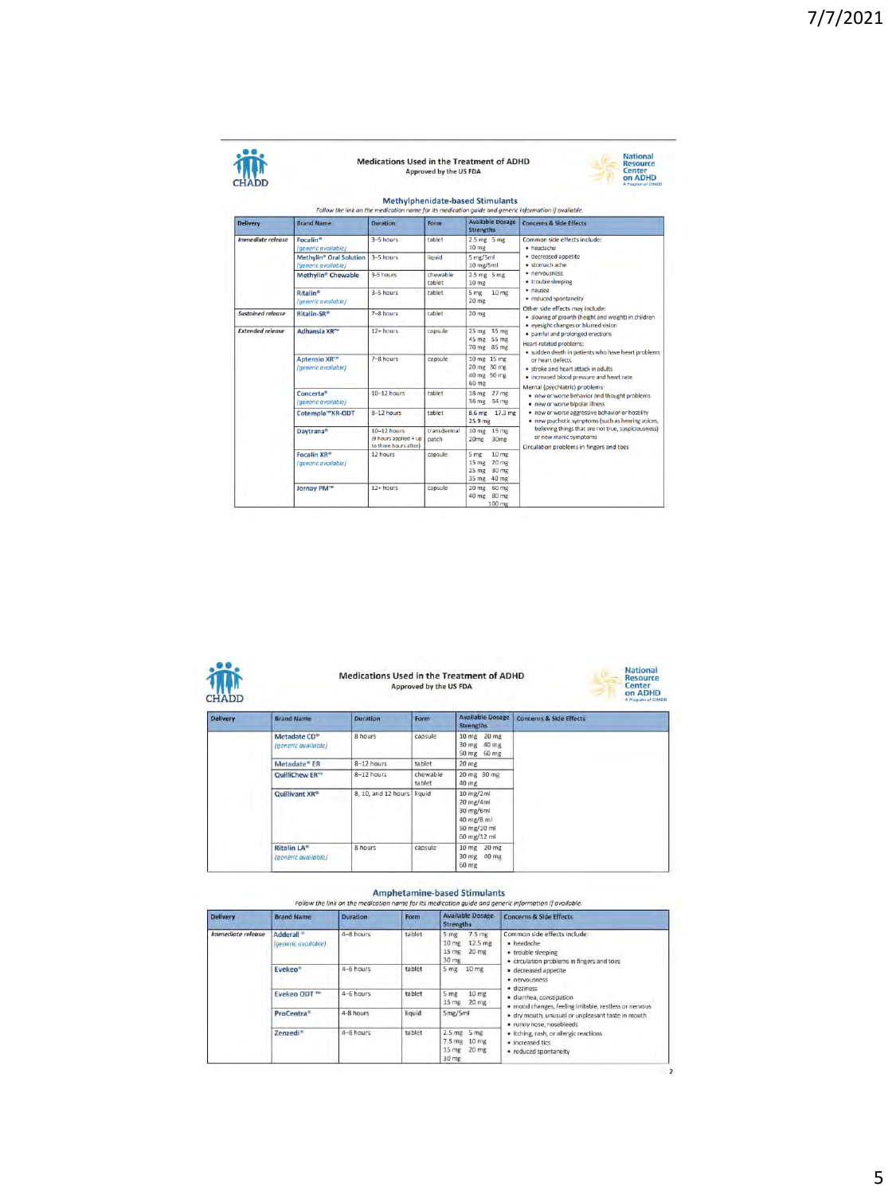# Medications Used in the Treatment of ADHD

Approved by the US FDA

National Resource Center on ADHD – A Program of CHADD

## Methylphenidate-based Stimulants

*Follow the link on the medication name for its medication guide and generic information if available.*

| Delivery | Brand Name | Duration | Form | Available Dosage Strengths | Concerns & Side Effects |
|---|---|---|---|---|---|
| *Immediate release* | Focalin® *(generic available)* | 3–5 hours | tablet | 2.5 mg 5 mg 10 mg | Common side effects include: • headache • decreased appetite • stomach ache • nervousness • trouble sleeping • nausea • reduced spontaneity. Other side effects may include: • slowing of growth (height and weight) in children • eyesight changes or blurred vision • painful and prolonged erections. Heart-related problems: • sudden death in patients who have heart problems or heart defects • stroke and heart attack in adults • increased blood pressure and heart rate. Mental (psychiatric) problems: • new or worse behavior and thought problems • new or worse bipolar illness • new or worse aggressive behavior or hostility • new psychotic symptoms (such as hearing voices, believing things that are not true, suspiciousness) or new manic symptoms. Circulation problems in fingers and toes |
| | Methylin® Oral Solution *(generic available)* | 3–5 hours | liquid | 5 mg/5ml 10 mg/5ml | |
| | Methylin® Chewable | 3-5 hours | chewable tablet | 2.5 mg 5 mg 10 mg | |
| | Ritalin® *(generic available)* | 3–5 hours | tablet | 5 mg 10 mg 20 mg | |
| *Sustained release* | Ritalin-SR® | 7–8 hours | tablet | 20 mg | |
| *Extended release* | Adhansia XR™ | 12+ hours | capsule | 25 mg 35 mg 45 mg 55 mg 70 mg 85 mg | |
| | Aptensio XR™ *(generic available)* | 7–8 hours | capsule | 10 mg 15 mg 20 mg 30 mg 40 mg 50 mg 60 mg | |
| | Concerta® *(generic available)* | 10–12 hours | tablet | 18 mg 27 mg 36 mg 54 mg | |
| | Cotempla™XR-ODT | 8–12 hours | tablet | 8.6 mg 17.3 mg 25.9 mg | |
| | Daytrana® | 10–12 hours (9 hours applied + up to three hours after) | transdermal patch | 10 mg 15 mg 20mg 30mg | |
| | Focalin XR® *(generic available)* | 12 hours | capsule | 5 mg 10 mg 15 mg 20 mg 25 mg 30 mg 35 mg 40 mg | |
| | Jornay PM™ | 12+ hours | capsule | 20 mg 60 mg 40 mg 80 mg 100 mg | |
| | Metadate CD® *(generic available)* | 8 hours | capsule | 10 mg 20 mg 30 mg 40 mg 50 mg 60 mg | |
| | Metadate® ER | 8–12 hours | tablet | 20 mg | |
| | QuilliChew ER™ | 8–12 hours | chewable tablet | 20 mg 30 mg 40 mg | |
| | Quillivant XR® | 8, 10, and 12 hours | liquid | 10 mg/2ml 20 mg/4ml 30 mg/6ml 40 mg/8 ml 50 mg/10 ml 60 mg/12 ml | |
| | Ritalin LA® *(generic available)* | 8 hours | capsule | 10 mg 20 mg 30 mg 40 mg 60 mg | |

## Amphetamine-based Stimulants

*Follow the link on the medication name for its medication guide and generic information if available.*

| Delivery | Brand Name | Duration | Form | Available Dosage Strengths | Concerns & Side Effects |
|---|---|---|---|---|---|
| *Immediate release* | Adderall® *(generic available)* | 4–8 hours | tablet | 5 mg 7.5 mg 10 mg 12.5 mg 15 mg 20 mg 30 mg | Common side effects include: • headache • trouble sleeping • circulation problems in fingers and toes • decreased appetite • nervousness • dizziness • diarrhea, constipation • mood changes, feeling irritable, restless or nervous • dry mouth, unusual or unpleasant taste in mouth • runny nose, nosebleeds • itching, rash, or allergic reactions • increased tics • reduced spontaneity |
| | Evekeo® | 4–6 hours | tablet | 5 mg 10 mg | |
| | Evekeo ODT™ | 4–6 hours | tablet | 5 mg 10 mg 15 mg 20 mg | |
| | ProCentra® | 4-8 hours | liquid | 5mg/5ml | |
| | Zenzedi® | 4–8 hours | tablet | 2.5 mg 5 mg 7.5 mg 10 mg 15 mg 20 mg 30 mg | |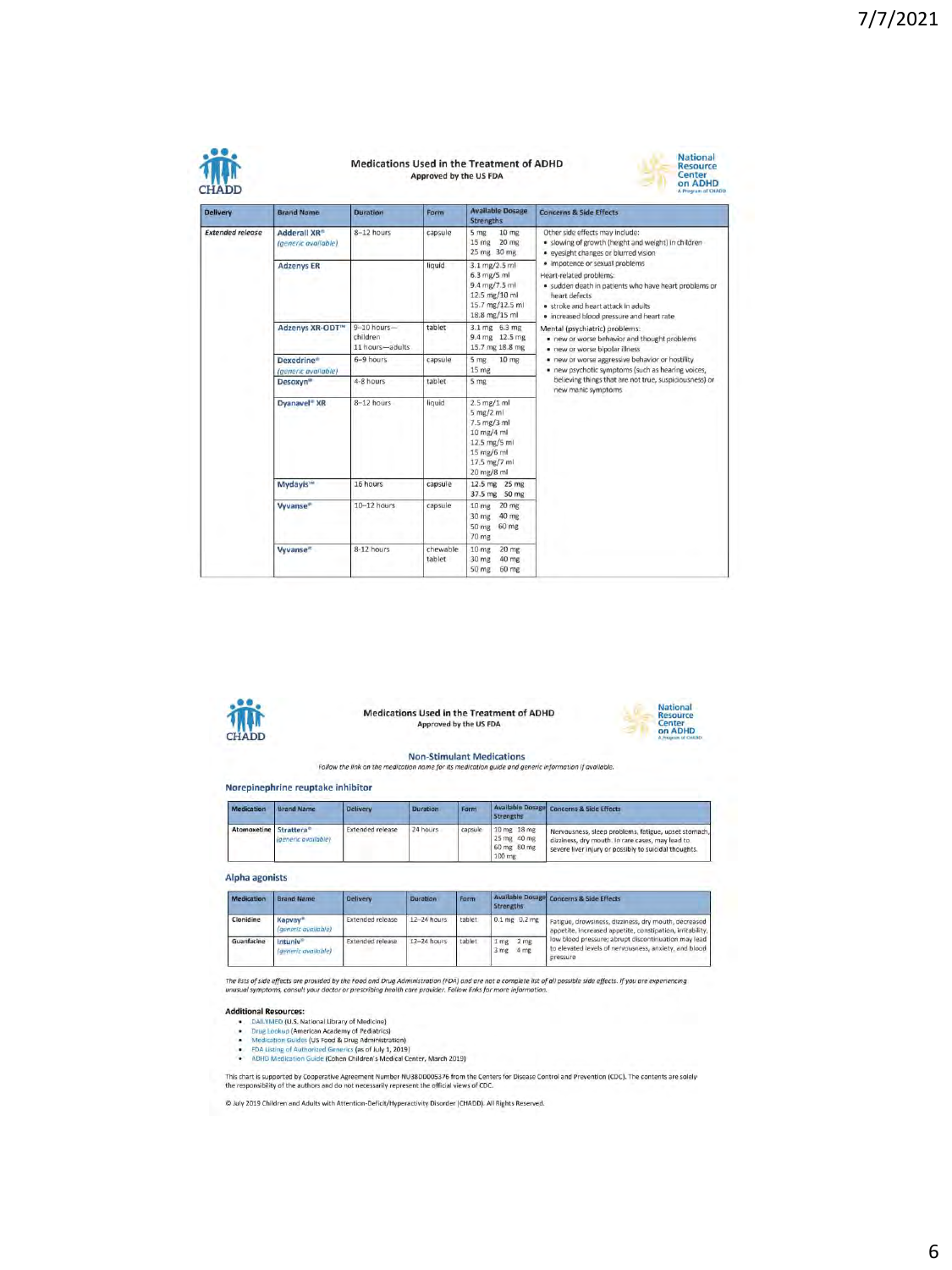## Medications Used in the Treatment of ADHD

Approved by the US FDA

| Delivery | Brand Name | Duration | Form | Available Dosage Strengths | Concerns & Side Effects |
|---|---|---|---|---|---|
| *Extended release* | Adderall XR® *(generic available)* | 8–12 hours | capsule | 5 mg 10 mg 15 mg 20 mg 25 mg 30 mg | Other side effects may include: • slowing of growth (height and weight) in children • eyesight changes or blurred vision • impotence or sexual problems Heart-related problems: • sudden death in patients who have heart problems or heart defects • stroke and heart attack in adults • increased blood pressure and heart rate Mental (psychiatric) problems: • new or worse behavior and thought problems • new or worse bipolar illness • new or worse aggressive behavior or hostility • new psychotic symptoms (such as hearing voices, believing things that are not true, suspiciousness) or new manic symptoms |
| | Adzenys ER | | liquid | 3.1 mg/2.5 ml 6.3 mg/5 ml 9.4 mg/7.5 ml 12.5 mg/10 ml 15.7 mg/12.5 ml 18.8 mg/15 ml | |
| | Adzenys XR-ODT™ | 9–10 hours—children 11 hours—adults | tablet | 3.1 mg 6.3 mg 9.4 mg 12.5 mg 15.7 mg 18.8 mg | |
| | Dexedrine® *(generic available)* | 6–9 hours | capsule | 5 mg 10 mg 15 mg | |
| | Desoxyn® | 4-8 hours | tablet | 5 mg | |
| | Dyanavel® XR | 8–12 hours | liquid | 2.5 mg/1 ml 5 mg/2 ml 7.5 mg/3 ml 10 mg/4 ml 12.5 mg/5 ml 15 mg/6 ml 17.5 mg/7 ml 20 mg/8 ml | |
| | Mydayis™ | 16 hours | capsule | 12.5 mg 25 mg 37.5 mg 50 mg | |
| | Vyvanse® | 10–12 hours | capsule | 10 mg 20 mg 30 mg 40 mg 50 mg 60 mg 70 mg | |
| | Vyvanse® | 8-12 hours | chewable tablet | 10 mg 20 mg 30 mg 40 mg 50 mg 60 mg | |

## Medications Used in the Treatment of ADHD

Approved by the US FDA

### Non-Stimulant Medications

*Follow the link on the medication name for its medication guide and generic information if available.*

#### Norepinephrine reuptake inhibitor

| Medication | Brand Name | Delivery | Duration | Form | Available Dosage Strengths | Concerns & Side Effects |
|---|---|---|---|---|---|---|
| Atomoxetine | Strattera® *(generic available)* | Extended release | 24 hours | capsule | 10 mg 18 mg 25 mg 40 mg 60 mg 80 mg 100 mg | Nervousness, sleep problems, fatigue, upset stomach, dizziness, dry mouth. In rare cases, may lead to severe liver injury or possibly to suicidal thoughts. |

#### Alpha agonists

| Medication | Brand Name | Delivery | Duration | Form | Available Dosage Strengths | Concerns & Side Effects |
|---|---|---|---|---|---|---|
| Clonidine | Kapvay® *(generic available)* | Extended release | 12–24 hours | tablet | 0.1 mg 0.2 mg | Fatigue, drowsiness, dizziness, dry mouth, decreased appetite, increased appetite, constipation, irritability, low blood pressure; abrupt discontinuation may lead to elevated levels of nervousness, anxiety, and blood pressure |
| Guanfacine | Intuniv® *(generic available)* | Extended release | 12–24 hours | tablet | 1 mg 2 mg 3 mg 4 mg | |

*The lists of side effects are provided by the Food and Drug Administration (FDA) and are not a complete list of all possible side effects. If you are experiencing unusual symptoms, consult your doctor or prescribing health care provider. Follow links for more information.*

**Additional Resources:**

- DAILYMED (U.S. National Library of Medicine)
- Drug Lookup (American Academy of Pediatrics)
- Medication Guides (US Food & Drug Administration)
- FDA Listing of Authorized Generics (as of July 1, 2019)
- ADHD Medication Guide (Cohen Children's Medical Center, March 2019)

This chart is supported by Cooperative Agreement Number NU38DD005376 from the Centers for Disease Control and Prevention (CDC). The contents are solely the responsibility of the authors and do not necessarily represent the official views of CDC.

© July 2019 Children and Adults with Attention-Deficit/Hyperactivity Disorder (CHADD). All Rights Reserved.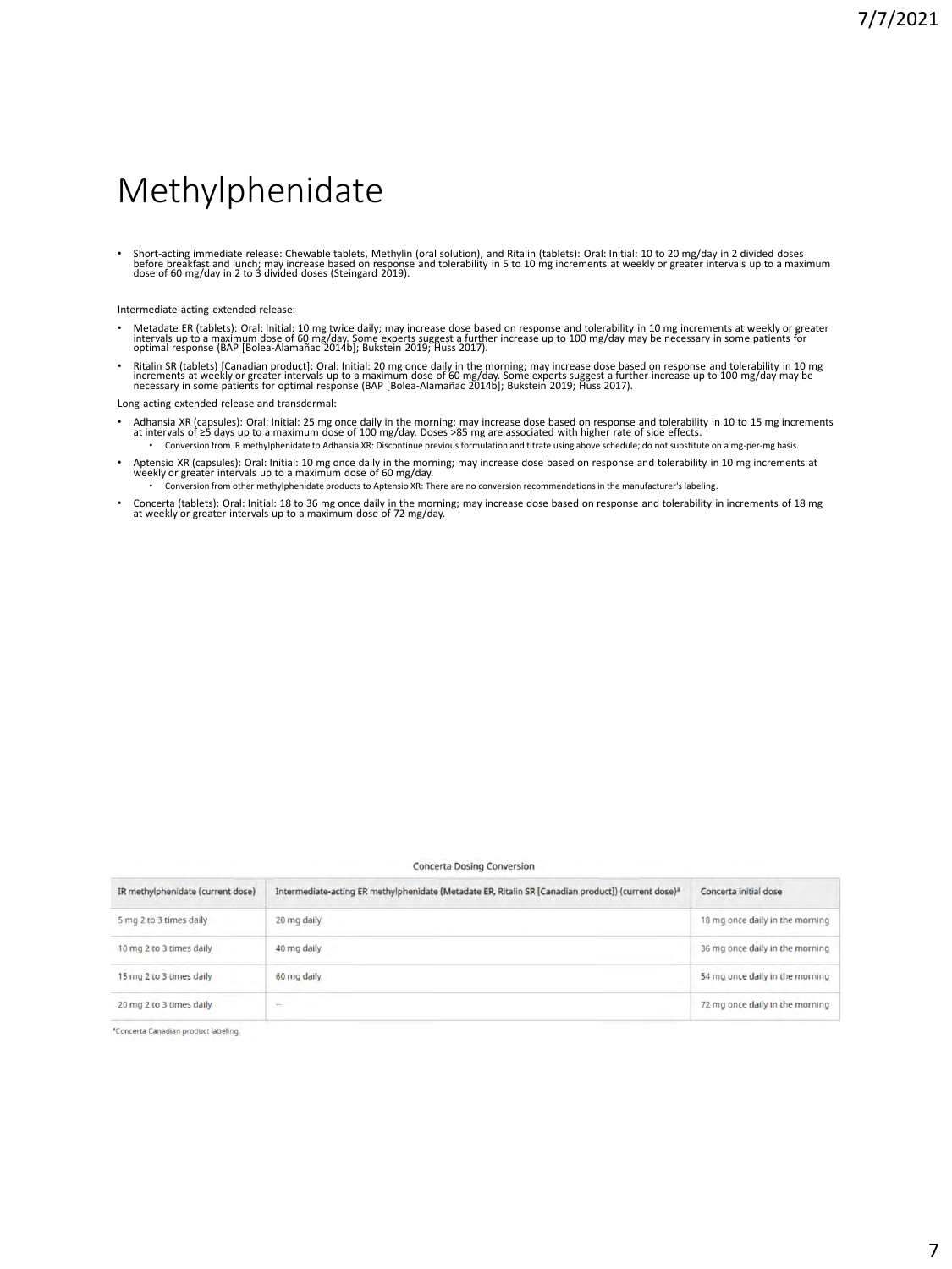# Methylphenidate

- Short-acting immediate release: Chewable tablets, Methylin (oral solution), and Ritalin (tablets): Oral: Initial: 10 to 20 mg/day in 2 divided doses before breakfast and lunch; may increase based on response and tolerability in 5 to 10 mg increments at weekly or greater intervals up to a maximum dose of 60 mg/day in 2 to 3 divided doses (Steingard 2019).

Intermediate-acting extended release:

- Metadate ER (tablets): Oral: Initial: 10 mg twice daily; may increase dose based on response and tolerability in 10 mg increments at weekly or greater intervals up to a maximum dose of 60 mg/day. Some experts suggest a further increase up to 100 mg/day may be necessary in some patients for optimal response (BAP [Bolea-Alamañac 2014b]; Bukstein 2019; Huss 2017).
- Ritalin SR (tablets) [Canadian product]: Oral: Initial: 20 mg once daily in the morning; may increase dose based on response and tolerability in 10 mg increments at weekly or greater intervals up to a maximum dose of 60 mg/day. Some experts suggest a further increase up to 100 mg/day may be necessary in some patients for optimal response (BAP [Bolea-Alamañac 2014b]; Bukstein 2019; Huss 2017).

Long-acting extended release and transdermal:

- Adhansia XR (capsules): Oral: Initial: 25 mg once daily in the morning; may increase dose based on response and tolerability in 10 to 15 mg increments at intervals of ≥5 days up to a maximum dose of 100 mg/day. Doses >85 mg are associated with higher rate of side effects.
  - Conversion from IR methylphenidate to Adhansia XR: Discontinue previous formulation and titrate using above schedule; do not substitute on a mg-per-mg basis.
- Aptensio XR (capsules): Oral: Initial: 10 mg once daily in the morning; may increase dose based on response and tolerability in 10 mg increments at weekly or greater intervals up to a maximum dose of 60 mg/day.
  - Conversion from other methylphenidate products to Aptensio XR: There are no conversion recommendations in the manufacturer's labeling.
- Concerta (tablets): Oral: Initial: 18 to 36 mg once daily in the morning; may increase dose based on response and tolerability in increments of 18 mg at weekly or greater intervals up to a maximum dose of 72 mg/day.

Concerta Dosing Conversion

| IR methylphenidate (current dose) | Intermediate-acting ER methylphenidate (Metadate ER, Ritalin SR [Canadian product]) (current dose)[a] | Concerta initial dose |
|---|---|---|
| 5 mg 2 to 3 times daily | 20 mg daily | 18 mg once daily in the morning |
| 10 mg 2 to 3 times daily | 40 mg daily | 36 mg once daily in the morning |
| 15 mg 2 to 3 times daily | 60 mg daily | 54 mg once daily in the morning |
| 20 mg 2 to 3 times daily | -- | 72 mg once daily in the morning |

[a]Concerta Canadian product labeling.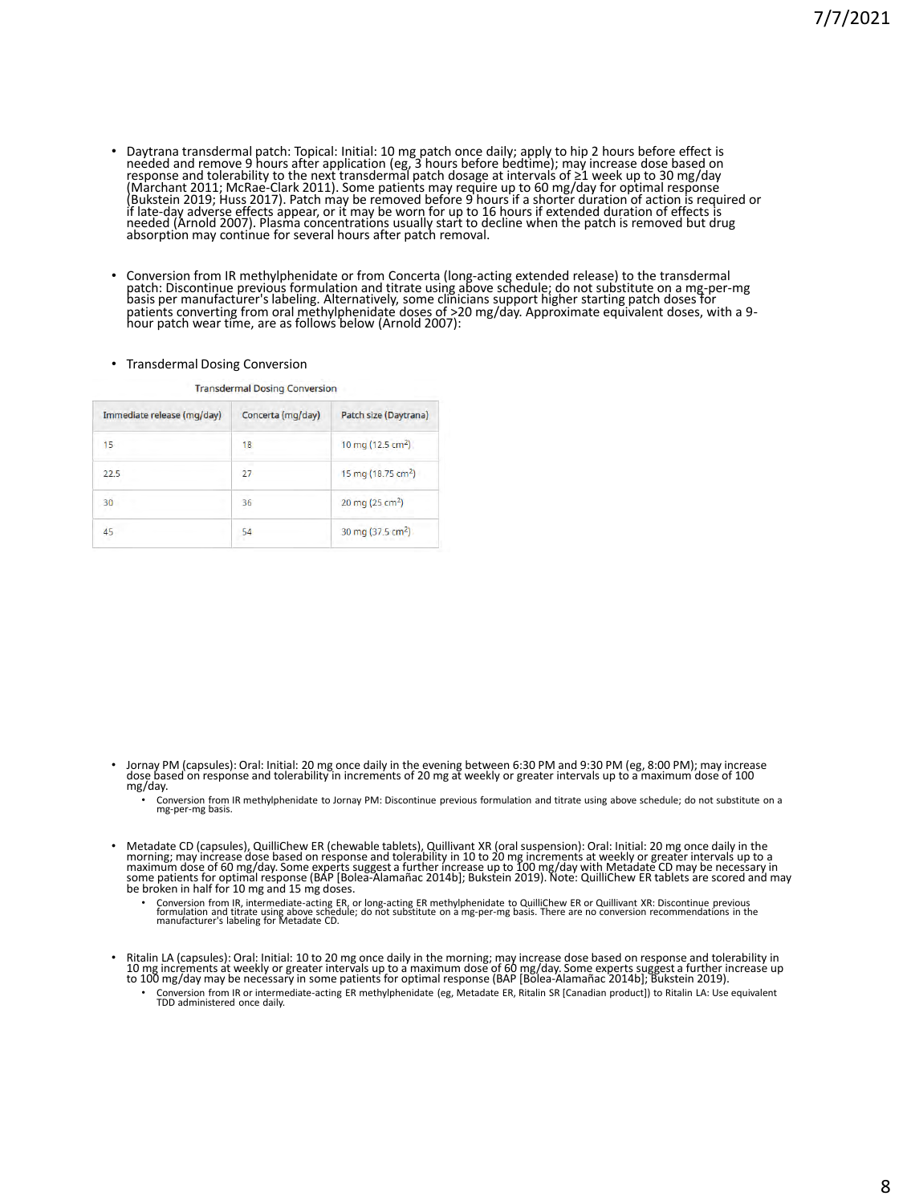- Daytrana transdermal patch: Topical: Initial: 10 mg patch once daily; apply to hip 2 hours before effect is needed and remove 9 hours after application (eg, 3 hours before bedtime); may increase dose based on response and tolerability to the next transdermal patch dosage at intervals of ≥1 week up to 30 mg/day (Marchant 2011; McRae-Clark 2011). Some patients may require up to 60 mg/day for optimal response (Bukstein 2019; Huss 2017). Patch may be removed before 9 hours if a shorter duration of action is required or if late-day adverse effects appear, or it may be worn for up to 16 hours if extended duration of effects is needed (Arnold 2007). Plasma concentrations usually start to decline when the patch is removed but drug absorption may continue for several hours after patch removal.

- Conversion from IR methylphenidate or from Concerta (long-acting extended release) to the transdermal patch: Discontinue previous formulation and titrate using above schedule; do not substitute on a mg-per-mg basis per manufacturer's labeling. Alternatively, some clinicians support higher starting patch doses for patients converting from oral methylphenidate doses of >20 mg/day. Approximate equivalent doses, with a 9-hour patch wear time, are as follows below (Arnold 2007):

- Transdermal Dosing Conversion

Transdermal Dosing Conversion

| Immediate release (mg/day) | Concerta (mg/day) | Patch size (Daytrana) |
|---|---|---|
| 15 | 18 | 10 mg (12.5 $cm^2$) |
| 22.5 | 27 | 15 mg (18.75 $cm^2$) |
| 30 | 36 | 20 mg (25 $cm^2$) |
| 45 | 54 | 30 mg (37.5 $cm^2$) |

- Jornay PM (capsules): Oral: Initial: 20 mg once daily in the evening between 6:30 PM and 9:30 PM (eg, 8:00 PM); may increase dose based on response and tolerability in increments of 20 mg at weekly or greater intervals up to a maximum dose of 100 mg/day.
  - Conversion from IR methylphenidate to Jornay PM: Discontinue previous formulation and titrate using above schedule; do not substitute on a mg-per-mg basis.

- Metadate CD (capsules), QuilliChew ER (chewable tablets), Quillivant XR (oral suspension): Oral: Initial: 20 mg once daily in the morning; may increase dose based on response and tolerability in 10 to 20 mg increments at weekly or greater intervals up to a maximum dose of 60 mg/day. Some experts suggest a further increase up to 100 mg/day with Metadate CD may be necessary in some patients for optimal response (BAP [Bolea-Alamañac 2014b]; Bukstein 2019). Note: QuilliChew ER tablets are scored and may be broken in half for 10 mg and 15 mg doses.
  - Conversion from IR, intermediate-acting ER, or long-acting ER methylphenidate to QuilliChew ER or Quillivant XR: Discontinue previous formulation and titrate using above schedule; do not substitute on a mg-per-mg basis. There are no conversion recommendations in the manufacturer's labeling for Metadate CD.

- Ritalin LA (capsules): Oral: Initial: 10 to 20 mg once daily in the morning; may increase dose based on response and tolerability in 10 mg increments at weekly or greater intervals up to a maximum dose of 60 mg/day. Some experts suggest a further increase up to 100 mg/day may be necessary in some patients for optimal response (BAP [Bolea-Alamañac 2014b]; Bukstein 2019).
  - Conversion from IR or intermediate-acting ER methylphenidate (eg, Metadate ER, Ritalin SR [Canadian product]) to Ritalin LA: Use equivalent TDD administered once daily.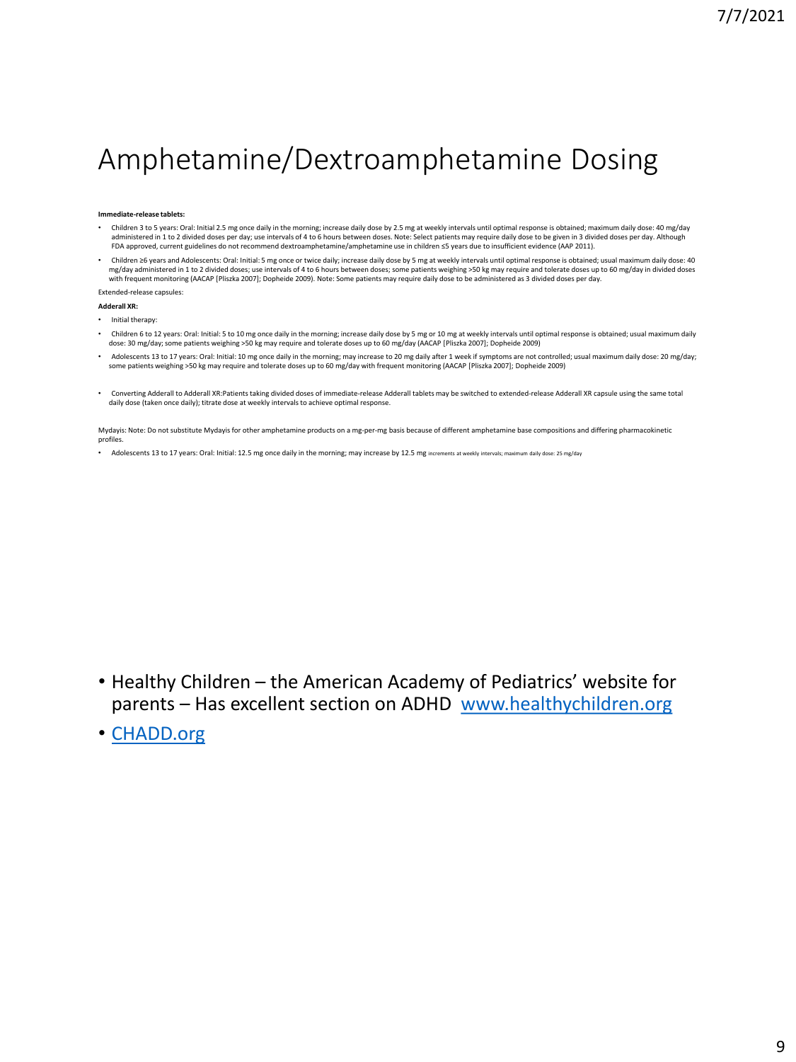# Amphetamine/Dextroamphetamine Dosing

**Immediate-release tablets:**

- Children 3 to 5 years: Oral: Initial 2.5 mg once daily in the morning; increase daily dose by 2.5 mg at weekly intervals until optimal response is obtained; maximum daily dose: 40 mg/day administered in 1 to 2 divided doses per day; use intervals of 4 to 6 hours between doses. Note: Select patients may require daily dose to be given in 3 divided doses per day. Although FDA approved, current guidelines do not recommend dextroamphetamine/amphetamine use in children ≤5 years due to insufficient evidence (AAP 2011).
- Children ≥6 years and Adolescents: Oral: Initial: 5 mg once or twice daily; increase daily dose by 5 mg at weekly intervals until optimal response is obtained; usual maximum daily dose: 40 mg/day administered in 1 to 2 divided doses; use intervals of 4 to 6 hours between doses; some patients weighing >50 kg may require and tolerate doses up to 60 mg/day in divided doses with frequent monitoring (AACAP [Pliszka 2007]; Dopheide 2009). Note: Some patients may require daily dose to be administered as 3 divided doses per day.

Extended-release capsules:

**Adderall XR:**

- Initial therapy:
- Children 6 to 12 years: Oral: Initial: 5 to 10 mg once daily in the morning; increase daily dose by 5 mg or 10 mg at weekly intervals until optimal response is obtained; usual maximum daily dose: 30 mg/day; some patients weighing >50 kg may require and tolerate doses up to 60 mg/day (AACAP [Pliszka 2007]; Dopheide 2009)
- Adolescents 13 to 17 years: Oral: Initial: 10 mg once daily in the morning; may increase to 20 mg daily after 1 week if symptoms are not controlled; usual maximum daily dose: 20 mg/day; some patients weighing >50 kg may require and tolerate doses up to 60 mg/day with frequent monitoring (AACAP [Pliszka 2007]; Dopheide 2009)
- Converting Adderall to Adderall XR:Patients taking divided doses of immediate-release Adderall tablets may be switched to extended-release Adderall XR capsule using the same total daily dose (taken once daily); titrate dose at weekly intervals to achieve optimal response.

Mydayis: Note: Do not substitute Mydayis for other amphetamine products on a mg-per-mg basis because of different amphetamine base compositions and differing pharmacokinetic profiles.

- Adolescents 13 to 17 years: Oral: Initial: 12.5 mg once daily in the morning; may increase by 12.5 mg increments at weekly intervals; maximum daily dose: 25 mg/day

---

- Healthy Children – the American Academy of Pediatrics' website for parents – Has excellent section on ADHD [www.healthychildren.org](www.healthychildren.org)
- [CHADD.org](CHADD.org)